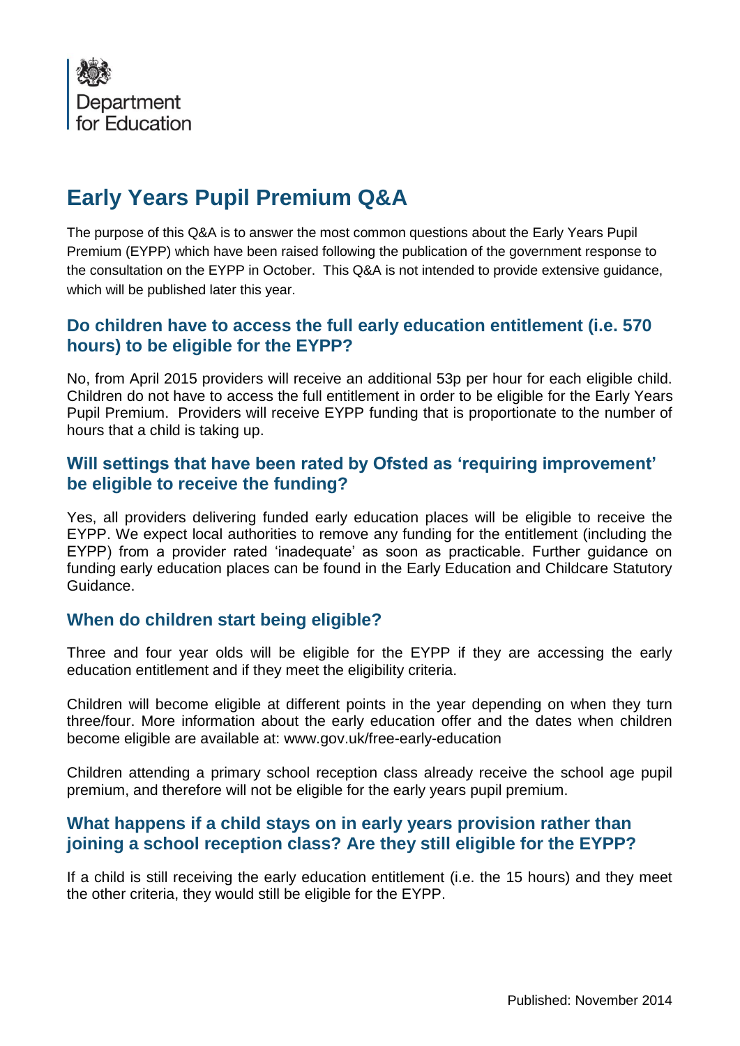Department for Education

# Early Years Pupil Premium Q&A

The purpose of this Q&A is to answer the most common questions about the Early Years Pupil Premium (EYPP) which have been raised following the publication of the government response to the consultation on the EYPP in October. This Q&A is not intended to provide extensive guidance, which will be published later this year.

## Do children have to access the full early education entitlement (i.e. 570 hours) to be eligible for the EYPP?

No, from April 2015 providers will receive an additional 53p per hour for each eligible child. Children do not have to access the full entitlement in order to be eligible for the Early Years Pupil Premium. Providers will receive EYPP funding that is proportionate to the number of hours that a child is taking up.

## Will settings that have been rated by Ofsted as 'requiring improvement' be eligible to receive the funding?

Yes, all providers delivering funded early education places will be eligible to receive the EYPP. We expect local authorities to remove any funding for the entitlement (including the EYPP) from a provider rated 'inadequate' as soon as practicable. Further guidance on funding early education places can be found in the Early Education and Childcare Statutory Guidance.

## When do children start being eligible?

Three and four year olds will be eligible for the EYPP if they are accessing the early education entitlement and if they meet the eligibility criteria.

Children will become eligible at different points in the year depending on when they turn three/four. More information about the early education offer and the dates when children become eligible are available at: www.gov.uk/free-early-education

Children attending a primary school reception class already receive the school age pupil premium, and therefore will not be eligible for the early years pupil premium.

## What happens if a child stays on in early years provision rather than joining a school reception class? Are they still eligible for the EYPP?

If a child is still receiving the early education entitlement (i.e. the 15 hours) and they meet the other criteria, they would still be eligible for the EYPP.

Published: November 2014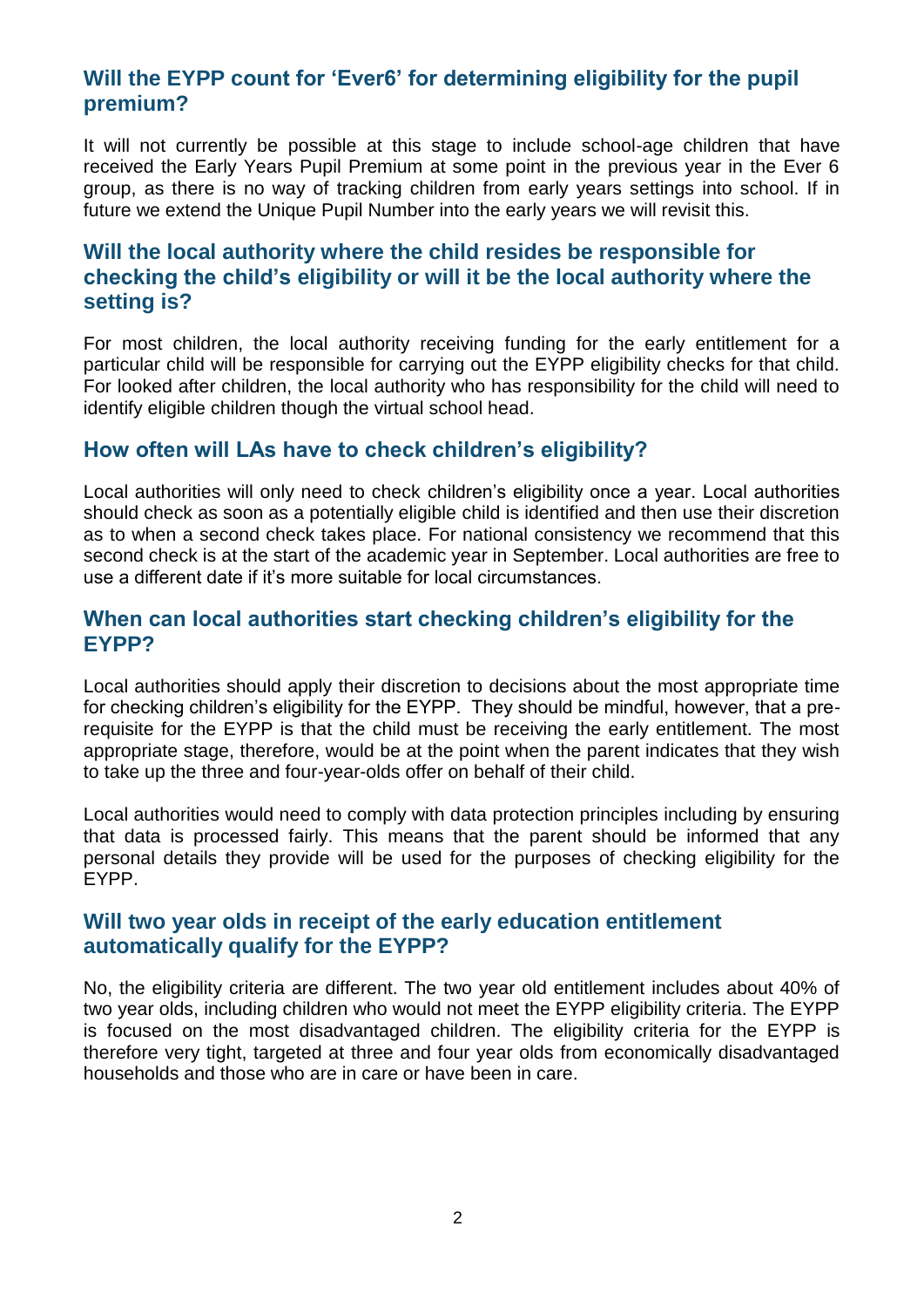## Will the EYPP count for 'Ever6' for determining eligibility for the pupil premium?

It will not currently be possible at this stage to include school-age children that have received the Early Years Pupil Premium at some point in the previous year in the Ever 6 group, as there is no way of tracking children from early years settings into school. If in future we extend the Unique Pupil Number into the early years we will revisit this.

## Will the local authority where the child resides be responsible for checking the child's eligibility or will it be the local authority where the setting is?

For most children, the local authority receiving funding for the early entitlement for a particular child will be responsible for carrying out the EYPP eligibility checks for that child. For looked after children, the local authority who has responsibility for the child will need to identify eligible children though the virtual school head.

## How often will LAs have to check children's eligibility?

Local authorities will only need to check children's eligibility once a year. Local authorities should check as soon as a potentially eligible child is identified and then use their discretion as to when a second check takes place. For national consistency we recommend that this second check is at the start of the academic year in September. Local authorities are free to use a different date if it's more suitable for local circumstances.

## When can local authorities start checking children's eligibility for the EYPP?

Local authorities should apply their discretion to decisions about the most appropriate time for checking children's eligibility for the EYPP. They should be mindful, however, that a pre-requisite for the EYPP is that the child must be receiving the early entitlement. The most appropriate stage, therefore, would be at the point when the parent indicates that they wish to take up the three and four-year-olds offer on behalf of their child.

Local authorities would need to comply with data protection principles including by ensuring that data is processed fairly. This means that the parent should be informed that any personal details they provide will be used for the purposes of checking eligibility for the EYPP.

## Will two year olds in receipt of the early education entitlement automatically qualify for the EYPP?

No, the eligibility criteria are different. The two year old entitlement includes about 40% of two year olds, including children who would not meet the EYPP eligibility criteria. The EYPP is focused on the most disadvantaged children. The eligibility criteria for the EYPP is therefore very tight, targeted at three and four year olds from economically disadvantaged households and those who are in care or have been in care.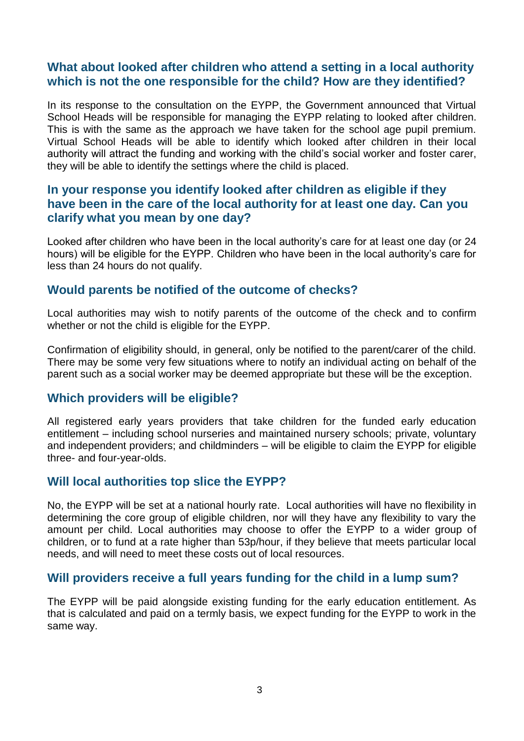### What about looked after children who attend a setting in a local authority which is not the one responsible for the child? How are they identified?

In its response to the consultation on the EYPP, the Government announced that Virtual School Heads will be responsible for managing the EYPP relating to looked after children. This is with the same as the approach we have taken for the school age pupil premium. Virtual School Heads will be able to identify which looked after children in their local authority will attract the funding and working with the child's social worker and foster carer, they will be able to identify the settings where the child is placed.

### In your response you identify looked after children as eligible if they have been in the care of the local authority for at least one day. Can you clarify what you mean by one day?

Looked after children who have been in the local authority's care for at least one day (or 24 hours) will be eligible for the EYPP. Children who have been in the local authority's care for less than 24 hours do not qualify.

### Would parents be notified of the outcome of checks?

Local authorities may wish to notify parents of the outcome of the check and to confirm whether or not the child is eligible for the EYPP.

Confirmation of eligibility should, in general, only be notified to the parent/carer of the child. There may be some very few situations where to notify an individual acting on behalf of the parent such as a social worker may be deemed appropriate but these will be the exception.

### Which providers will be eligible?

All registered early years providers that take children for the funded early education entitlement – including school nurseries and maintained nursery schools; private, voluntary and independent providers; and childminders – will be eligible to claim the EYPP for eligible three- and four-year-olds.

### Will local authorities top slice the EYPP?

No, the EYPP will be set at a national hourly rate. Local authorities will have no flexibility in determining the core group of eligible children, nor will they have any flexibility to vary the amount per child. Local authorities may choose to offer the EYPP to a wider group of children, or to fund at a rate higher than 53p/hour, if they believe that meets particular local needs, and will need to meet these costs out of local resources.

### Will providers receive a full years funding for the child in a lump sum?

The EYPP will be paid alongside existing funding for the early education entitlement. As that is calculated and paid on a termly basis, we expect funding for the EYPP to work in the same way.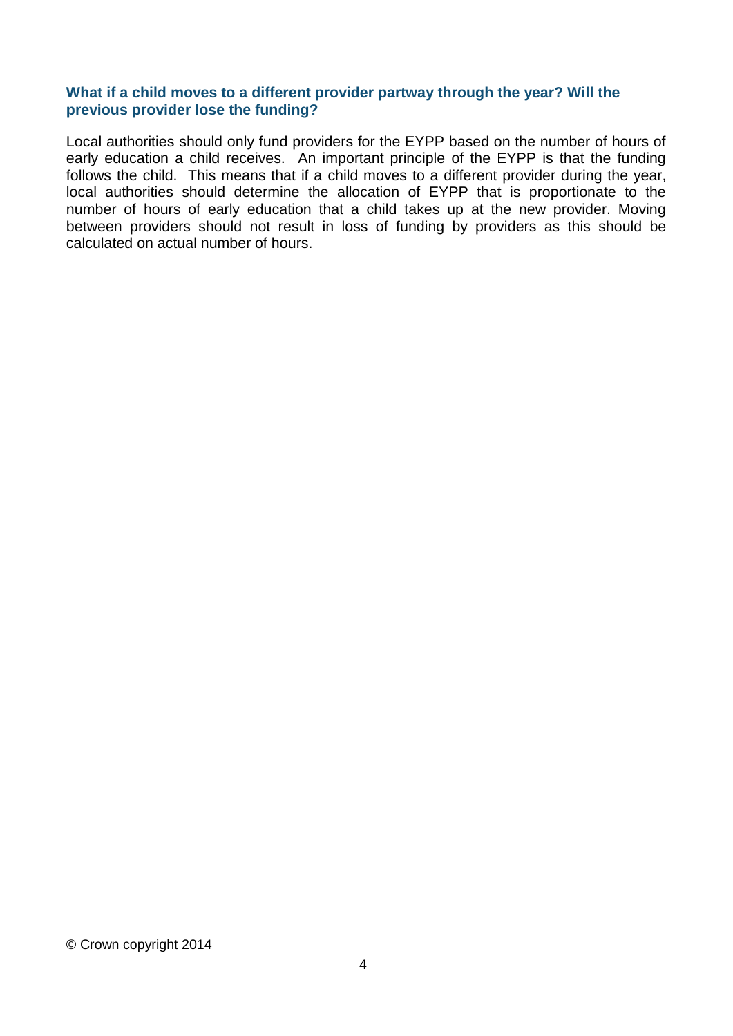### What if a child moves to a different provider partway through the year? Will the previous provider lose the funding?

Local authorities should only fund providers for the EYPP based on the number of hours of early education a child receives. An important principle of the EYPP is that the funding follows the child. This means that if a child moves to a different provider during the year, local authorities should determine the allocation of EYPP that is proportionate to the number of hours of early education that a child takes up at the new provider. Moving between providers should not result in loss of funding by providers as this should be calculated on actual number of hours.

© Crown copyright 2014